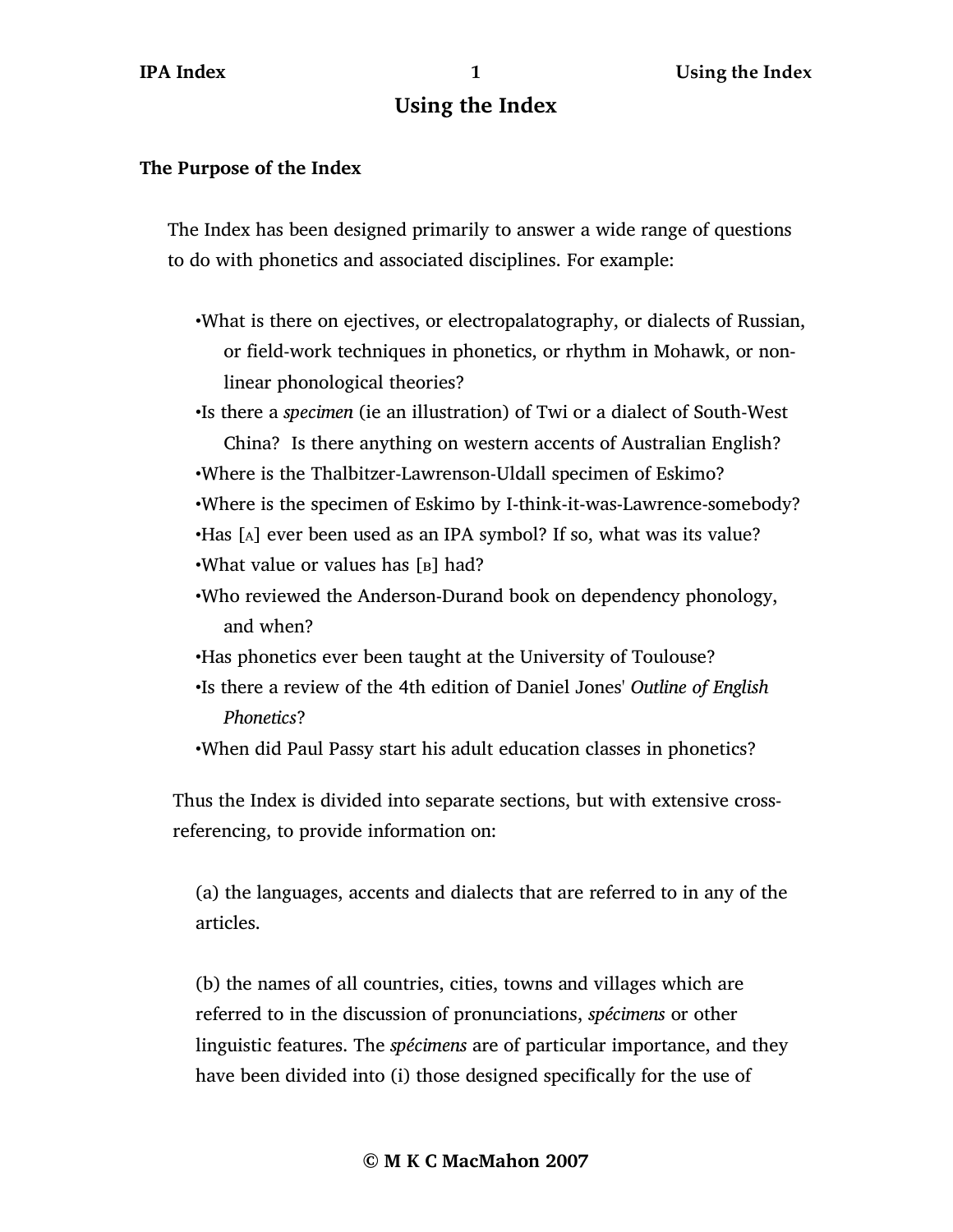# Using the Index

## The Purpose of the Index

The Index has been designed primarily to answer a wide range of questions to do with phonetics and associated disciplines. For example:

- •What is there on ejectives, or electropalatography, or dialects of Russian, or field-work techniques in phonetics, or rhythm in Mohawk, or non-linear phonological theories?
- •Is there a *specimen* (ie an illustration) of Twi or a dialect of South-West China? Is there anything on western accents of Australian English?
- •Where is the Thalbitzer-Lawrenson-Uldall specimen of Eskimo?
- •Where is the specimen of Eskimo by I-think-it-was-Lawrence-somebody?
- •Has [ᴀ] ever been used as an IPA symbol? If so, what was its value?
- •What value or values has [ʙ] had?
- •Who reviewed the Anderson-Durand book on dependency phonology, and when?
- •Has phonetics ever been taught at the University of Toulouse?
- •Is there a review of the 4th edition of Daniel Jones' *Outline of English Phonetics*?
- •When did Paul Passy start his adult education classes in phonetics?

Thus the Index is divided into separate sections, but with extensive cross-referencing, to provide information on:

(a) the languages, accents and dialects that are referred to in any of the articles.

(b) the names of all countries, cities, towns and villages which are referred to in the discussion of pronunciations, *spécimens* or other linguistic features. The *spécimens* are of particular importance, and they have been divided into (i) those designed specifically for the use of

© M K C MacMahon 2007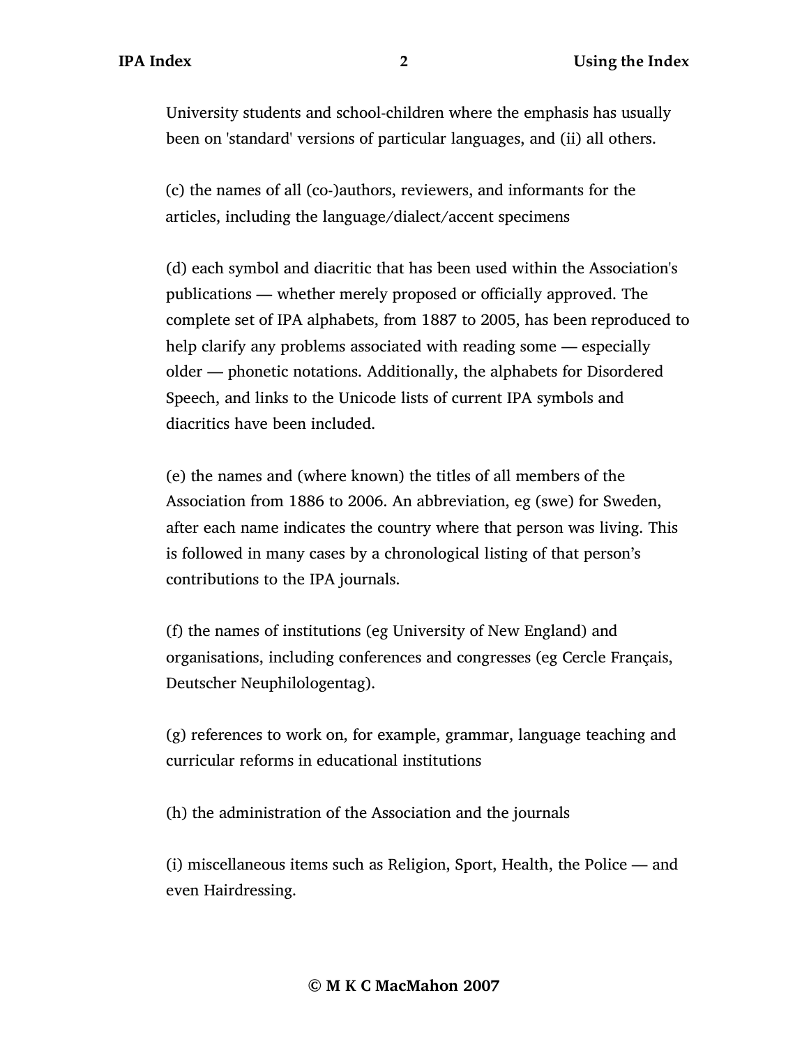University students and school-children where the emphasis has usually been on 'standard' versions of particular languages, and (ii) all others.

(c) the names of all (co-)authors, reviewers, and informants for the articles, including the language/dialect/accent specimens

(d) each symbol and diacritic that has been used within the Association's publications — whether merely proposed or officially approved. The complete set of IPA alphabets, from 1887 to 2005, has been reproduced to help clarify any problems associated with reading some — especially older — phonetic notations. Additionally, the alphabets for Disordered Speech, and links to the Unicode lists of current IPA symbols and diacritics have been included.

(e) the names and (where known) the titles of all members of the Association from 1886 to 2006. An abbreviation, eg (swe) for Sweden, after each name indicates the country where that person was living. This is followed in many cases by a chronological listing of that person's contributions to the IPA journals.

(f) the names of institutions (eg University of New England) and organisations, including conferences and congresses (eg Cercle Français, Deutscher Neuphilologentag).

(g) references to work on, for example, grammar, language teaching and curricular reforms in educational institutions

(h) the administration of the Association and the journals

(i) miscellaneous items such as Religion, Sport, Health, the Police — and even Hairdressing.

**© M K C MacMahon 2007**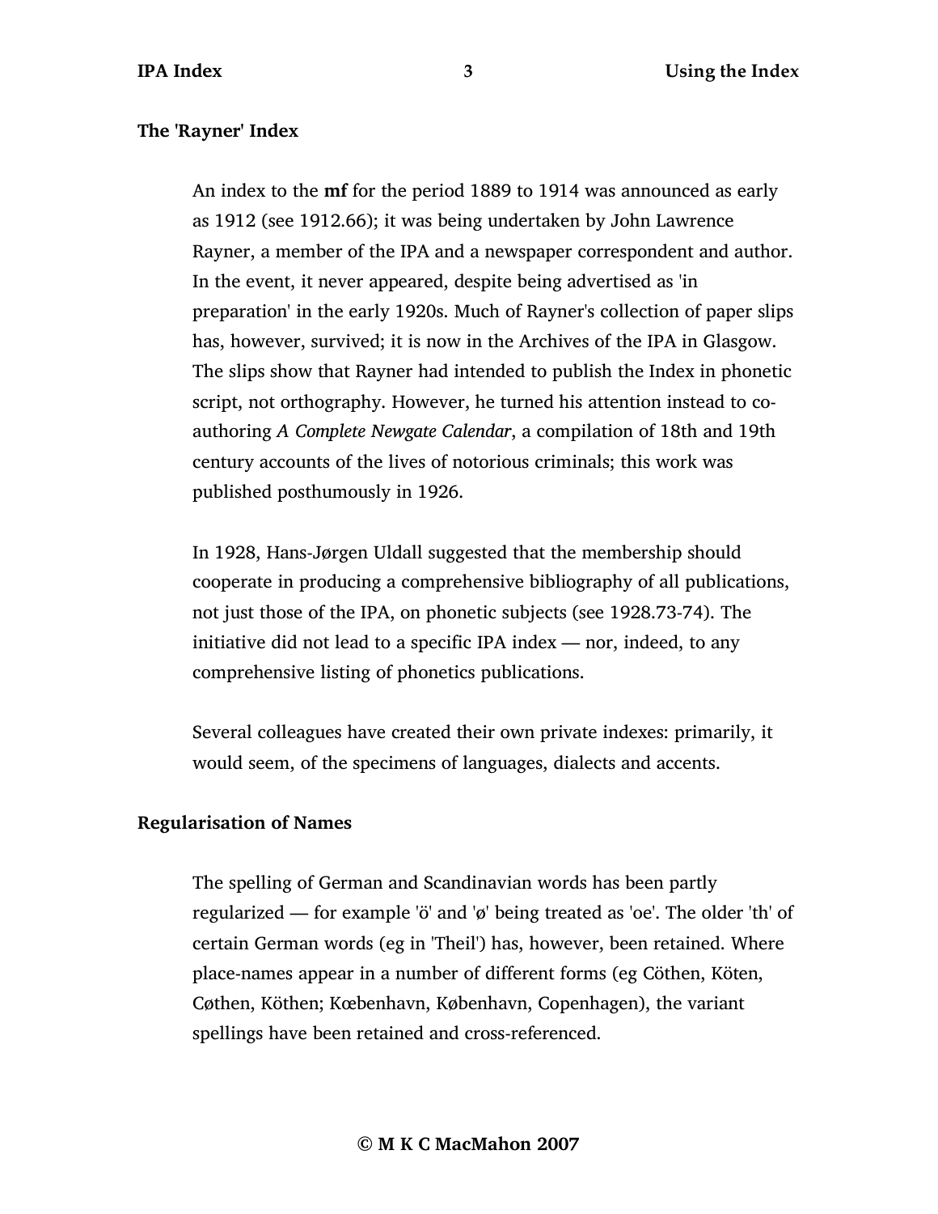### The 'Rayner' Index

An index to the **mf** for the period 1889 to 1914 was announced as early as 1912 (see 1912.66); it was being undertaken by John Lawrence Rayner, a member of the IPA and a newspaper correspondent and author. In the event, it never appeared, despite being advertised as 'in preparation' in the early 1920s. Much of Rayner's collection of paper slips has, however, survived; it is now in the Archives of the IPA in Glasgow. The slips show that Rayner had intended to publish the Index in phonetic script, not orthography. However, he turned his attention instead to co-authoring *A Complete Newgate Calendar*, a compilation of 18th and 19th century accounts of the lives of notorious criminals; this work was published posthumously in 1926.

In 1928, Hans-Jørgen Uldall suggested that the membership should cooperate in producing a comprehensive bibliography of all publications, not just those of the IPA, on phonetic subjects (see 1928.73-74). The initiative did not lead to a specific IPA index — nor, indeed, to any comprehensive listing of phonetics publications.

Several colleagues have created their own private indexes: primarily, it would seem, of the specimens of languages, dialects and accents.

### Regularisation of Names

The spelling of German and Scandinavian words has been partly regularized — for example 'ö' and 'ø' being treated as 'oe'. The older 'th' of certain German words (eg in 'Theil') has, however, been retained. Where place-names appear in a number of different forms (eg Cöthen, Köten, Cøthen, Köthen; Kœbenhavn, København, Copenhagen), the variant spellings have been retained and cross-referenced.

**© M K C MacMahon 2007**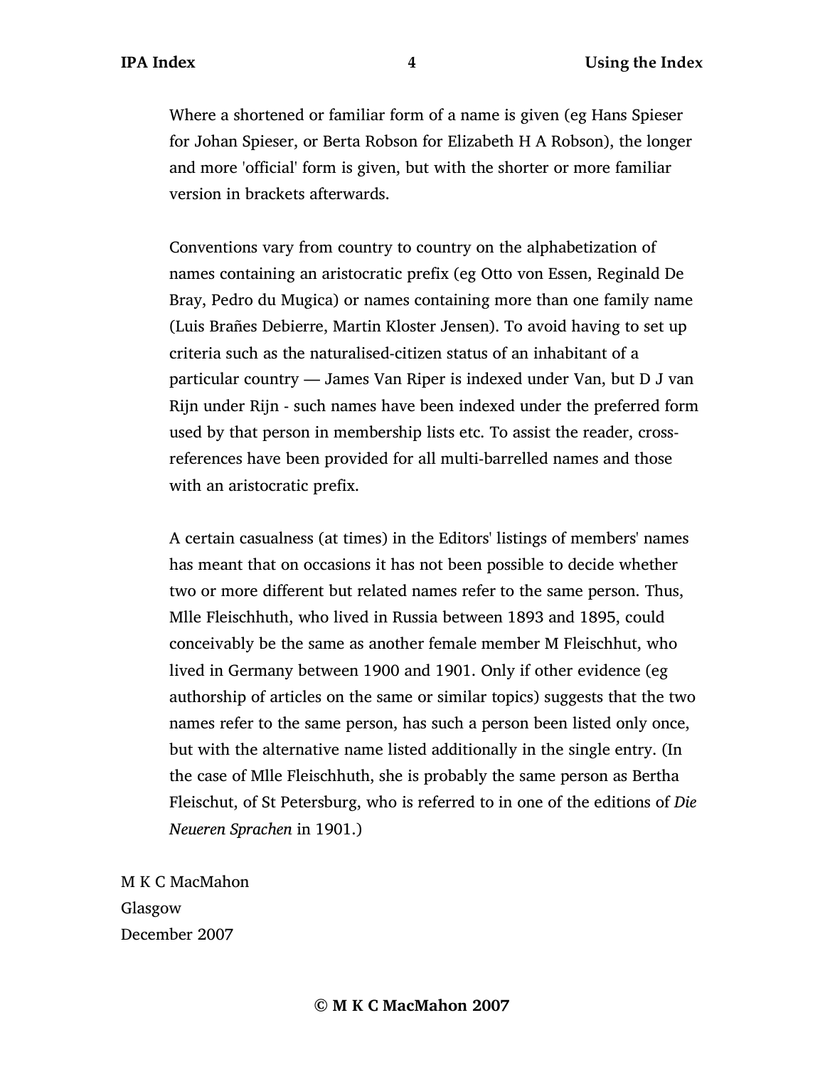Where a shortened or familiar form of a name is given (eg Hans Spieser for Johan Spieser, or Berta Robson for Elizabeth H A Robson), the longer and more 'official' form is given, but with the shorter or more familiar version in brackets afterwards.

Conventions vary from country to country on the alphabetization of names containing an aristocratic prefix (eg Otto von Essen, Reginald De Bray, Pedro du Mugica) or names containing more than one family name (Luis Brañes Debierre, Martin Kloster Jensen). To avoid having to set up criteria such as the naturalised-citizen status of an inhabitant of a particular country — James Van Riper is indexed under Van, but D J van Rijn under Rijn - such names have been indexed under the preferred form used by that person in membership lists etc. To assist the reader, cross-references have been provided for all multi-barrelled names and those with an aristocratic prefix.

A certain casualness (at times) in the Editors' listings of members' names has meant that on occasions it has not been possible to decide whether two or more different but related names refer to the same person. Thus, Mlle Fleischhuth, who lived in Russia between 1893 and 1895, could conceivably be the same as another female member M Fleischhut, who lived in Germany between 1900 and 1901. Only if other evidence (eg authorship of articles on the same or similar topics) suggests that the two names refer to the same person, has such a person been listed only once, but with the alternative name listed additionally in the single entry. (In the case of Mlle Fleischhuth, she is probably the same person as Bertha Fleischut, of St Petersburg, who is referred to in one of the editions of *Die Neueren Sprachen* in 1901.)

M K C MacMahon
Glasgow
December 2007

**© M K C MacMahon 2007**